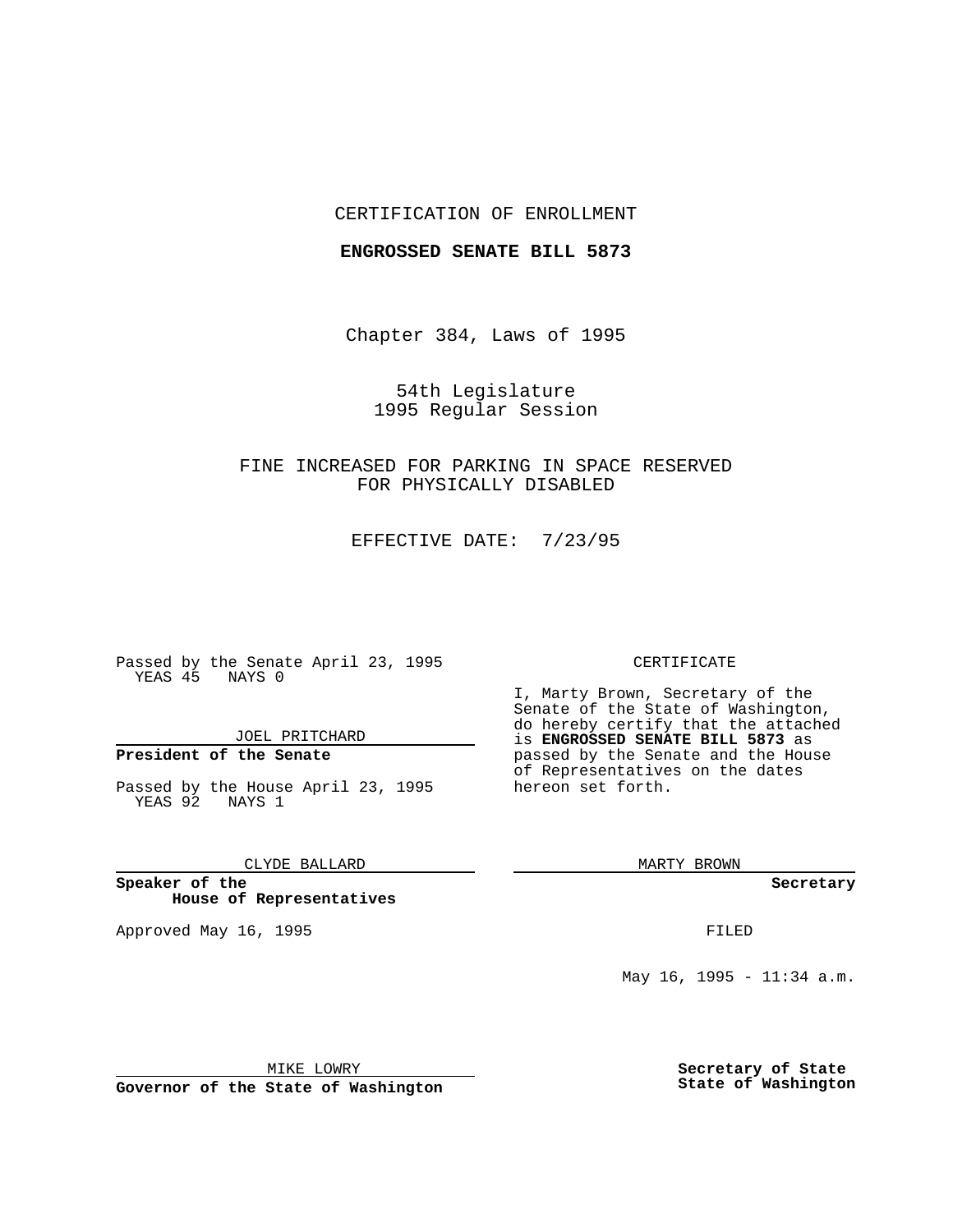CERTIFICATION OF ENROLLMENT

**ENGROSSED SENATE BILL 5873**

Chapter 384, Laws of 1995

54th Legislature
1995 Regular Session

FINE INCREASED FOR PARKING IN SPACE RESERVED FOR PHYSICALLY DISABLED

EFFECTIVE DATE: 7/23/95

Passed by the Senate April 23, 1995
YEAS 45 NAYS 0

JOEL PRITCHARD

**President of the Senate**

Passed by the House April 23, 1995
YEAS 92 NAYS 1

CLYDE BALLARD

**Speaker of the House of Representatives**

CERTIFICATE

I, Marty Brown, Secretary of the Senate of the State of Washington, do hereby certify that the attached is **ENGROSSED SENATE BILL 5873** as passed by the Senate and the House of Representatives on the dates hereon set forth.

MARTY BROWN

**Secretary**

Approved May 16, 1995

FILED

May 16, 1995 - 11:34 a.m.

MIKE LOWRY

**Governor of the State of Washington**

**Secretary of State State of Washington**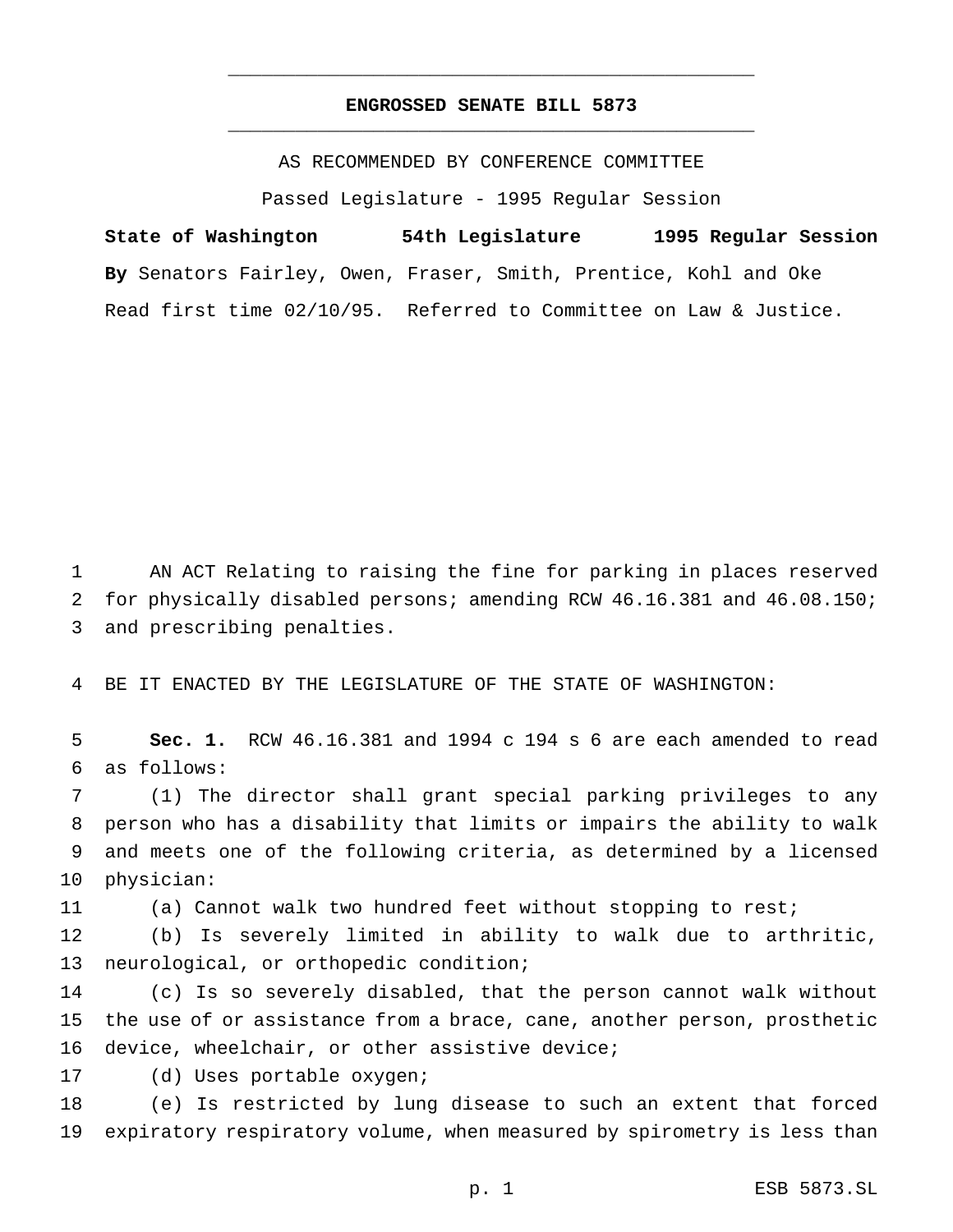# ENGROSSED SENATE BILL 5873

AS RECOMMENDED BY CONFERENCE COMMITTEE

Passed Legislature - 1995 Regular Session

**State of Washington 54th Legislature 1995 Regular Session**

**By** Senators Fairley, Owen, Fraser, Smith, Prentice, Kohl and Oke

Read first time 02/10/95. Referred to Committee on Law & Justice.

AN ACT Relating to raising the fine for parking in places reserved for physically disabled persons; amending RCW 46.16.381 and 46.08.150; and prescribing penalties.

BE IT ENACTED BY THE LEGISLATURE OF THE STATE OF WASHINGTON:

**Sec. 1.** RCW 46.16.381 and 1994 c 194 s 6 are each amended to read as follows:

(1) The director shall grant special parking privileges to any person who has a disability that limits or impairs the ability to walk and meets one of the following criteria, as determined by a licensed physician:

(a) Cannot walk two hundred feet without stopping to rest;

(b) Is severely limited in ability to walk due to arthritic, neurological, or orthopedic condition;

(c) Is so severely disabled, that the person cannot walk without the use of or assistance from a brace, cane, another person, prosthetic device, wheelchair, or other assistive device;

(d) Uses portable oxygen;

(e) Is restricted by lung disease to such an extent that forced expiratory respiratory volume, when measured by spirometry is less than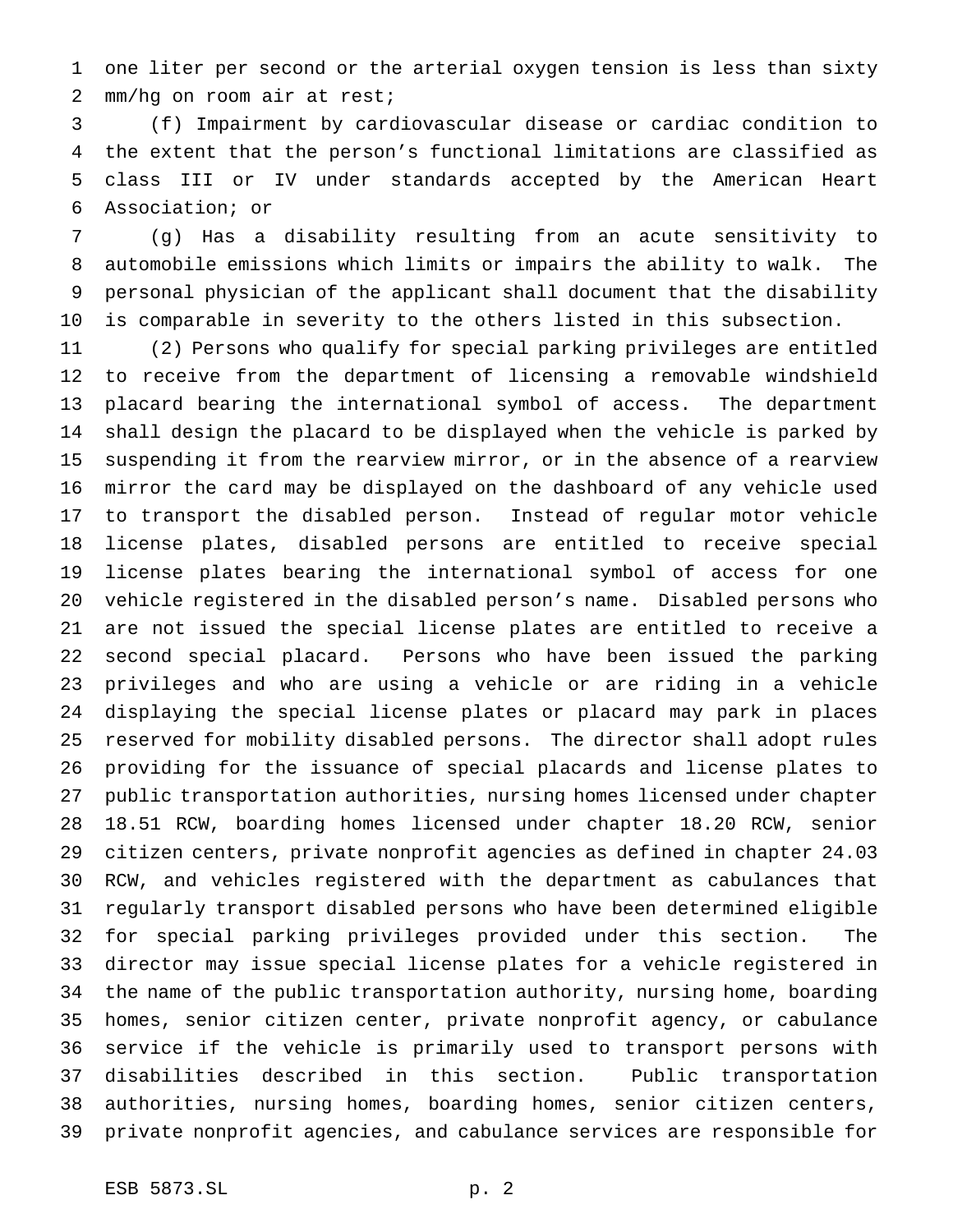one liter per second or the arterial oxygen tension is less than sixty mm/hg on room air at rest;

(f) Impairment by cardiovascular disease or cardiac condition to the extent that the person's functional limitations are classified as class III or IV under standards accepted by the American Heart Association; or

(g) Has a disability resulting from an acute sensitivity to automobile emissions which limits or impairs the ability to walk. The personal physician of the applicant shall document that the disability is comparable in severity to the others listed in this subsection.

(2) Persons who qualify for special parking privileges are entitled to receive from the department of licensing a removable windshield placard bearing the international symbol of access. The department shall design the placard to be displayed when the vehicle is parked by suspending it from the rearview mirror, or in the absence of a rearview mirror the card may be displayed on the dashboard of any vehicle used to transport the disabled person. Instead of regular motor vehicle license plates, disabled persons are entitled to receive special license plates bearing the international symbol of access for one vehicle registered in the disabled person's name. Disabled persons who are not issued the special license plates are entitled to receive a second special placard. Persons who have been issued the parking privileges and who are using a vehicle or are riding in a vehicle displaying the special license plates or placard may park in places reserved for mobility disabled persons. The director shall adopt rules providing for the issuance of special placards and license plates to public transportation authorities, nursing homes licensed under chapter 18.51 RCW, boarding homes licensed under chapter 18.20 RCW, senior citizen centers, private nonprofit agencies as defined in chapter 24.03 RCW, and vehicles registered with the department as cabulances that regularly transport disabled persons who have been determined eligible for special parking privileges provided under this section. The director may issue special license plates for a vehicle registered in the name of the public transportation authority, nursing home, boarding homes, senior citizen center, private nonprofit agency, or cabulance service if the vehicle is primarily used to transport persons with disabilities described in this section. Public transportation authorities, nursing homes, boarding homes, senior citizen centers, private nonprofit agencies, and cabulance services are responsible for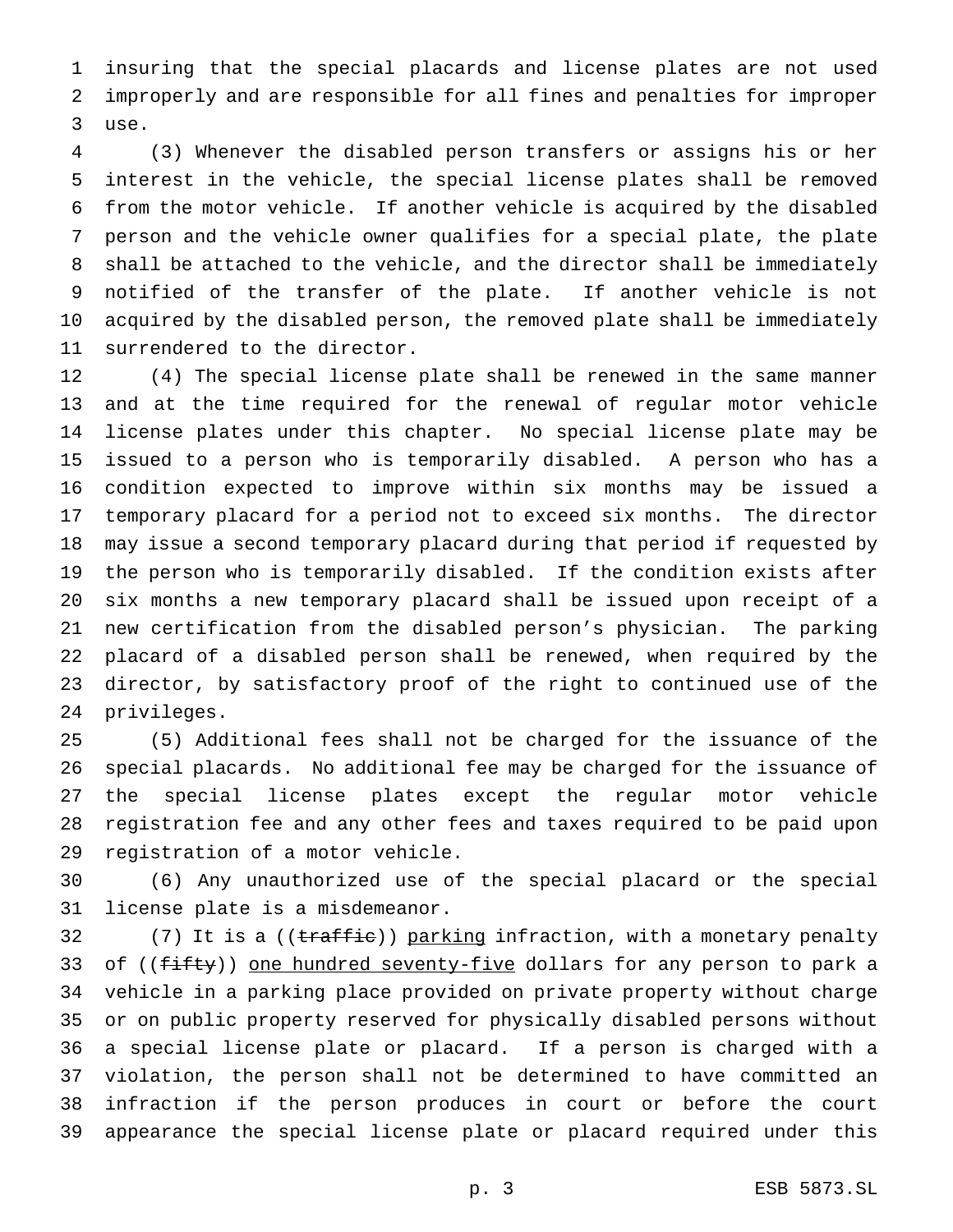insuring that the special placards and license plates are not used improperly and are responsible for all fines and penalties for improper use.

(3) Whenever the disabled person transfers or assigns his or her interest in the vehicle, the special license plates shall be removed from the motor vehicle. If another vehicle is acquired by the disabled person and the vehicle owner qualifies for a special plate, the plate shall be attached to the vehicle, and the director shall be immediately notified of the transfer of the plate. If another vehicle is not acquired by the disabled person, the removed plate shall be immediately surrendered to the director.

(4) The special license plate shall be renewed in the same manner and at the time required for the renewal of regular motor vehicle license plates under this chapter. No special license plate may be issued to a person who is temporarily disabled. A person who has a condition expected to improve within six months may be issued a temporary placard for a period not to exceed six months. The director may issue a second temporary placard during that period if requested by the person who is temporarily disabled. If the condition exists after six months a new temporary placard shall be issued upon receipt of a new certification from the disabled person's physician. The parking placard of a disabled person shall be renewed, when required by the director, by satisfactory proof of the right to continued use of the privileges.

(5) Additional fees shall not be charged for the issuance of the special placards. No additional fee may be charged for the issuance of the special license plates except the regular motor vehicle registration fee and any other fees and taxes required to be paid upon registration of a motor vehicle.

(6) Any unauthorized use of the special placard or the special license plate is a misdemeanor.

(7) It is a ((~~traffic~~)) <u>parking</u> infraction, with a monetary penalty of ((~~fifty~~)) <u>one hundred seventy-five</u> dollars for any person to park a vehicle in a parking place provided on private property without charge or on public property reserved for physically disabled persons without a special license plate or placard. If a person is charged with a violation, the person shall not be determined to have committed an infraction if the person produces in court or before the court appearance the special license plate or placard required under this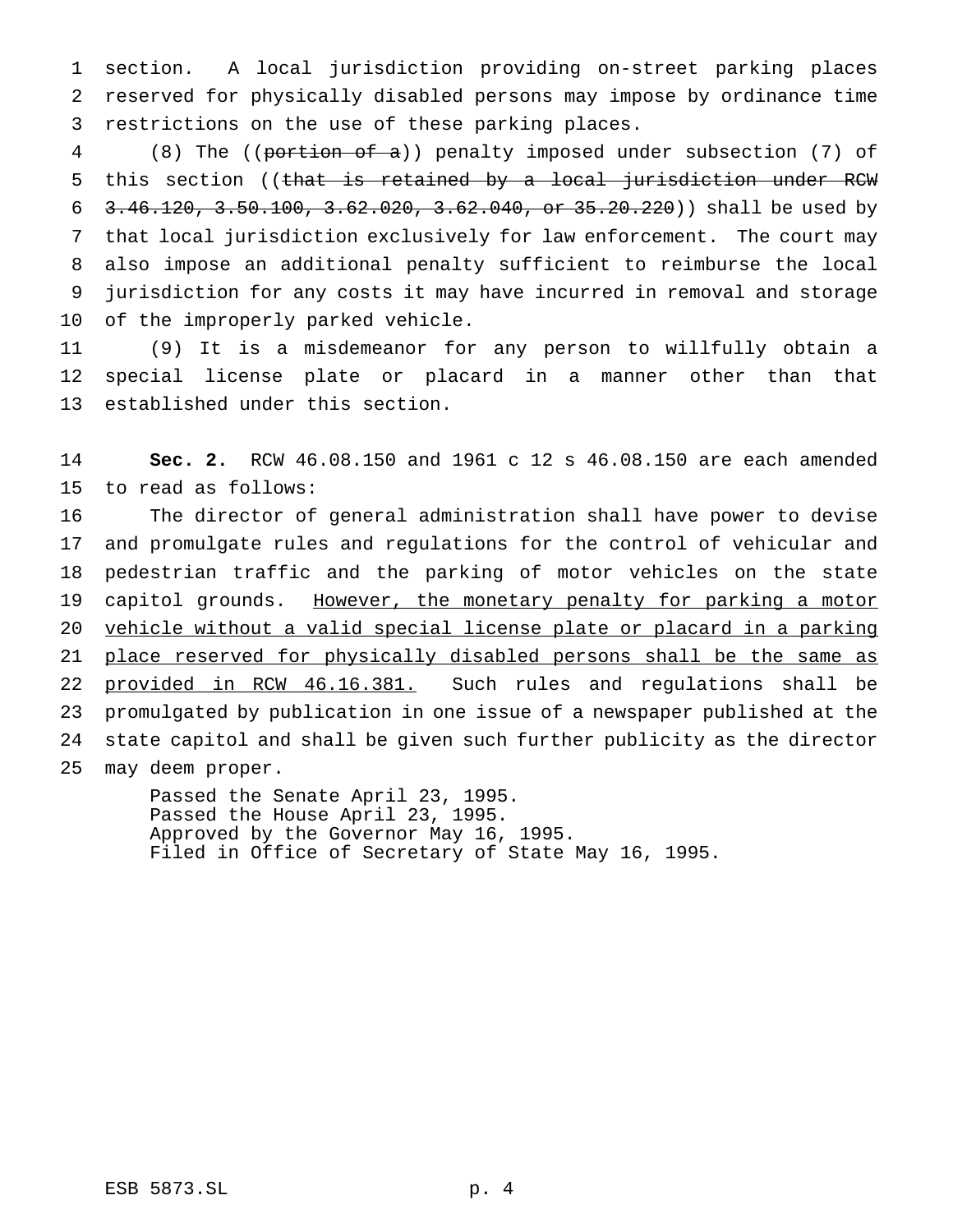section. A local jurisdiction providing on-street parking places reserved for physically disabled persons may impose by ordinance time restrictions on the use of these parking places.

(8) The ((~~portion of a~~)) penalty imposed under subsection (7) of this section ((~~that is retained by a local jurisdiction under RCW 3.46.120, 3.50.100, 3.62.020, 3.62.040, or 35.20.220~~)) shall be used by that local jurisdiction exclusively for law enforcement. The court may also impose an additional penalty sufficient to reimburse the local jurisdiction for any costs it may have incurred in removal and storage of the improperly parked vehicle.

(9) It is a misdemeanor for any person to willfully obtain a special license plate or placard in a manner other than that established under this section.

**Sec. 2.** RCW 46.08.150 and 1961 c 12 s 46.08.150 are each amended to read as follows:

The director of general administration shall have power to devise and promulgate rules and regulations for the control of vehicular and pedestrian traffic and the parking of motor vehicles on the state capitol grounds. <u>However, the monetary penalty for parking a motor vehicle without a valid special license plate or placard in a parking place reserved for physically disabled persons shall be the same as provided in RCW 46.16.381.</u> Such rules and regulations shall be promulgated by publication in one issue of a newspaper published at the state capitol and shall be given such further publicity as the director may deem proper.

Passed the Senate April 23, 1995.
Passed the House April 23, 1995.
Approved by the Governor May 16, 1995.
Filed in Office of Secretary of State May 16, 1995.